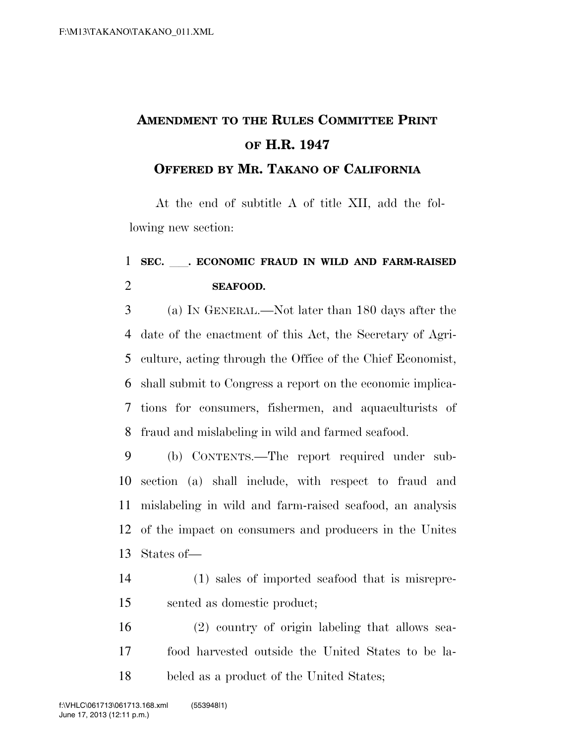# AMENDMENT TO THE RULES COMMITTEE PRINT OF H.R. 1947

## OFFERED BY MR. TAKANO OF CALIFORNIA

At the end of subtitle A of title XII, add the following new section:

**SEC. \_\_\_. ECONOMIC FRAUD IN WILD AND FARM-RAISED SEAFOOD.**

(a) IN GENERAL.—Not later than 180 days after the date of the enactment of this Act, the Secretary of Agriculture, acting through the Office of the Chief Economist, shall submit to Congress a report on the economic implications for consumers, fishermen, and aquaculturists of fraud and mislabeling in wild and farmed seafood.

(b) CONTENTS.—The report required under subsection (a) shall include, with respect to fraud and mislabeling in wild and farm-raised seafood, an analysis of the impact on consumers and producers in the Unites States of—

(1) sales of imported seafood that is misrepresented as domestic product;

(2) country of origin labeling that allows seafood harvested outside the United States to be labeled as a product of the United States;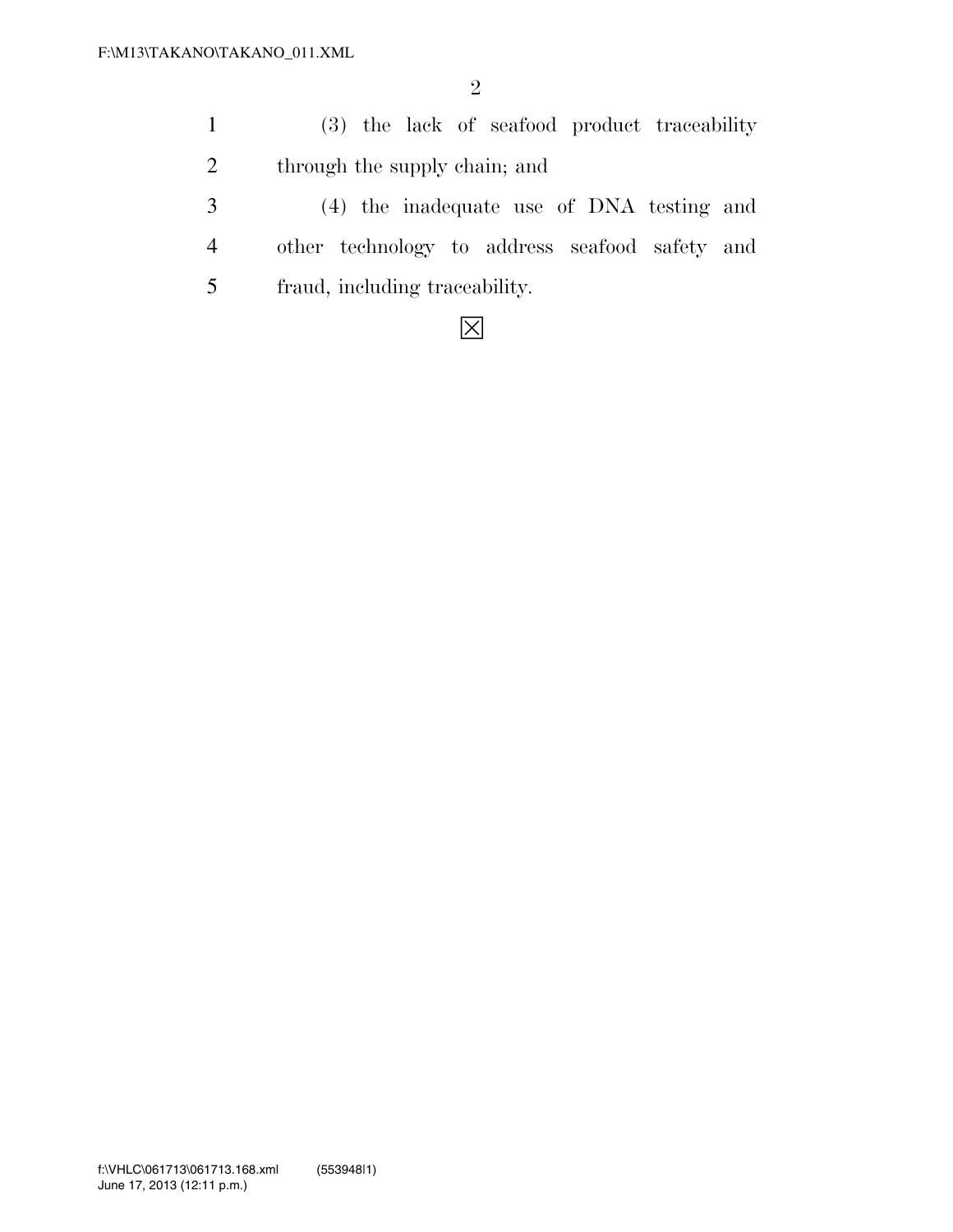(3) the lack of seafood product traceability through the supply chain; and

(4) the inadequate use of DNA testing and other technology to address seafood safety and fraud, including traceability.